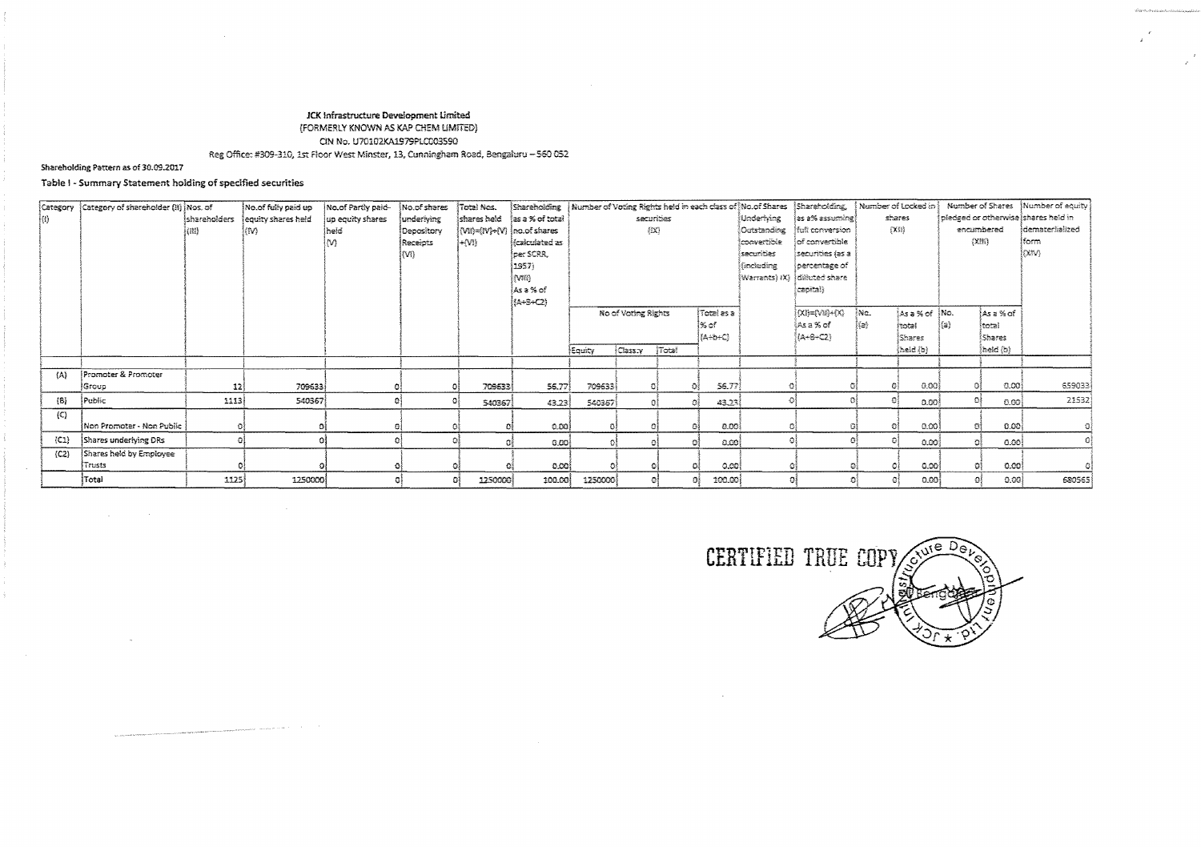**JCK Infrastructure Development Limited**
(FORMERLY KNOWN AS KAP CHEM LIMITED)
CIN No. U70102KA1979PLC003590
Reg Office: #309-310, 1st Floor West Minster, 13, Cunningham Road, Bengaluru – 560 052

**Shareholding Pattern as of 30.09.2017**

**Table I - Summary Statement holding of specified securities**

| Category (I) | Category of shareholder (II) | Nos. of shareholders (III) | No.of fully paid up equity shares held (IV) | No.of Partly paid-up equity shares held (V) | No.of shares underlying Depository Receipts (VI) | Total Nos. shares held (VII)=(IV)+(V)+(VI) | Shareholding as a % of total no.of shares (calculated as per SCRR, 1957) (VIII) As a % of (A+B+C2) | Number of Voting Rights held in each class of securities (IX) | | | | No.of Shares Underlying Outstanding convertible securities (including Warrants) (X) | Shareholding, as a% assuming full conversion of convertible securities (as a percentage of diluted share capital) | Number of Locked in shares (XII) | | Number of Shares pledged or otherwise encumbered (XIII) | | Number of equity shares held in dematerialized form (XIV) |
|---|---|---|---|---|---|---|---|---|---|---|---|---|---|---|---|---|---|---|
| | | | | | | | | No of Voting Rights | | | Total as a % of (A+B+C) | | (XI)=(VII)+(X) As a % of (A+B+C2) | No. (a) | As a % of total Shares held (b) | No. (a) | As a % of total Shares held (b) | |
| | | | | | | | | Equity | Class:y | Total | | | | | | | | |
| (A) | Promoter & Promoter Group | 12 | 709633 | 0 | 0 | 709633 | 56.77 | 709633 | 0 | 0 | 56.77 | 0 | 0 | 0 | 0.00 | 0 | 0.00 | 659033 |
| (B) | Public | 1113 | 540367 | 0 | 0 | 540367 | 43.23 | 540367 | 0 | 0 | 43.23 | 0 | 0 | 0 | 0.00 | 0 | 0.00 | 21532 |
| (C) | Non Promoter - Non Public | 0 | 0 | 0 | 0 | 0 | 0.00 | 0 | 0 | 0 | 0.00 | 0 | 0 | 0 | 0.00 | 0 | 0.00 | 0 |
| (C1) | Shares underlying DRs | 0 | 0 | 0 | 0 | 0 | 0.00 | 0 | 0 | 0 | 0.00 | 0 | 0 | 0 | 0.00 | 0 | 0.00 | 0 |
| (C2) | Shares held by Employee Trusts | 0 | 0 | 0 | 0 | 0 | 0.00 | 0 | 0 | 0 | 0.00 | 0 | 0 | 0 | 0.00 | 0 | 0.00 | 0 |
| | Total | 1125 | 1250000 | 0 | 0 | 1250000 | 100.00 | 1250000 | 0 | 0 | 100.00 | 0 | 0 | 0 | 0.00 | 0 | 0.00 | 680565 |

CERTIFIED TRUE COPY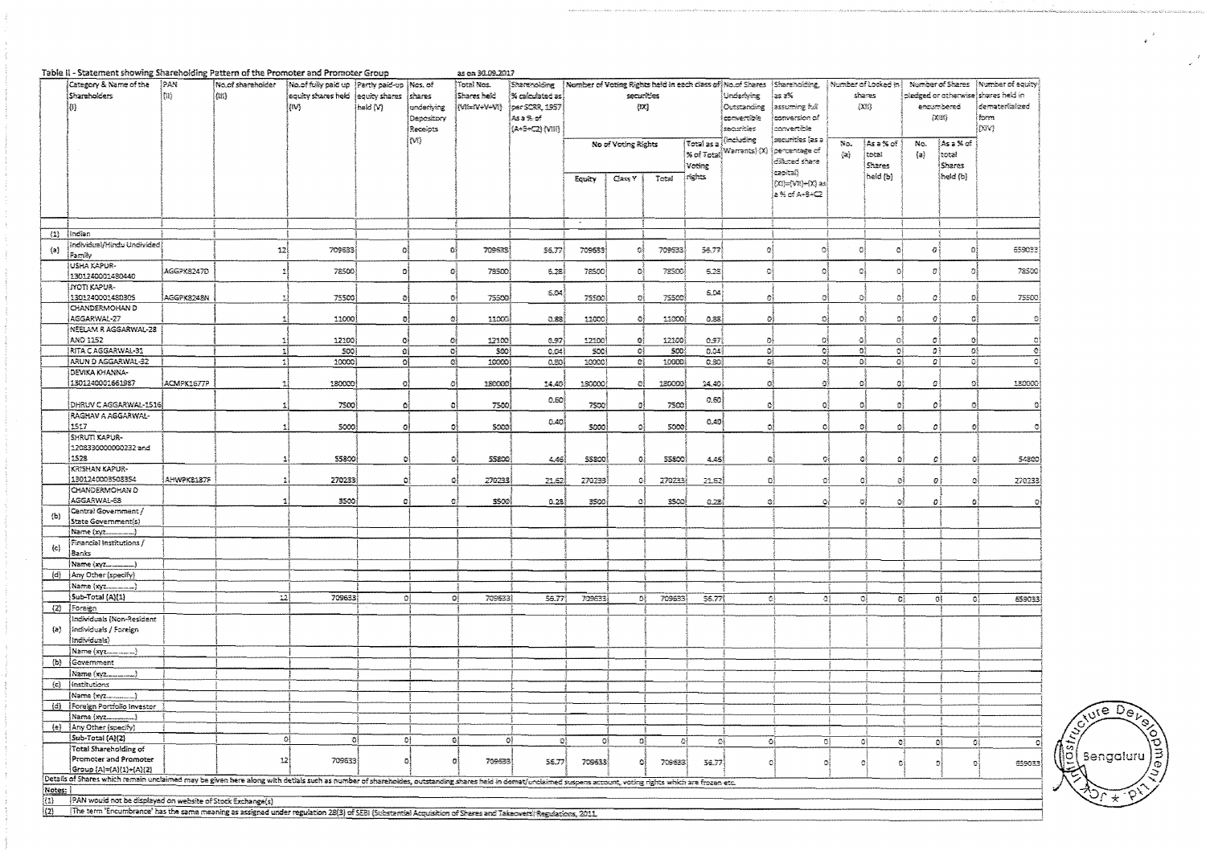Table II - Statement showing Shareholding Pattern of the Promoter and Promoter Group as on 30.09.2017

| | Category & Name of the Shareholders (I) | PAN (II) | No.of shareholder (III) | No.of fully paid up equity shares held (IV) | Partly paid-up equity shares held (V) | Nos. of shares underlying Depository Receipts (VI) | Total Nos. Shares held (VII=IV+V+VI) | Shareholding % calculated as per SCRR, 1957 As a % of (A+B+C2) (VIII) | Number of Voting Rights held in each class of securities (IX) | | | | No. of Shares Underlying Outstanding convertible securities (including Warrants) (X) | Shareholding, as a% assuming full conversion of convertible securities (as a percentage of diluted share capital) (XI)=(VII)+(X) as a % of A+B+C2 | Number of Locked in shares (XII) | | Number of Shares pledged or otherwise encumbered (XIII) | | Number of equity shares held in dematerialized form (XIV) |
|---|---|---|---|---|---|---|---|---|---|---|---|---|---|---|---|---|---|---|---|
| | | | | | | | | | No of Voting Rights | | | Total as a % of Total Voting rights | | | No. (a) | As a % of total Shares held (b) | No. (a) | As a % of total Shares held (b) | |
| | | | | | | | | | Equity | Class Y | Total | | | | | | | | |
| (1) | Indian | | | | | | | | | | | | | | | | | | |
| (a) | Individual/Hindu Undivided Family | | 12 | 709633 | 0 | 0 | 709633 | 56.77 | 709633 | 0 | 709633 | 56.77 | 0 | 0 | 0 | 0 | 0 | 0 | 659033 |
| | USHA KAPUR-1301240001480440 | AGGPK8247D | 1 | 78500 | 0 | 0 | 78500 | 6.28 | 78500 | 0 | 78500 | 6.28 | 0 | 0 | 0 | 0 | 0 | 0 | 78500 |
| | JYOTI KAPUR-1301240001480305 | AGGPK8248N | 1 | 75500 | 0 | 0 | 75500 | 6.04 | 75500 | 0 | 75500 | 6.04 | 0 | 0 | 0 | 0 | 0 | 0 | 75500 |
| | CHANDERMOHAN D AGGARWAL-27 | | 1 | 11000 | 0 | 0 | 11000 | 0.88 | 11000 | 0 | 11000 | 0.88 | 0 | 0 | 0 | 0 | 0 | 0 | 0 |
| | NEELAM R AGGARWAL-28 AND 1152 | | 1 | 12100 | 0 | 0 | 12100 | 0.97 | 12100 | 0 | 12100 | 0.97 | 0 | 0 | 0 | 0 | 0 | 0 | 0 |
| | RITA C AGGARWAL-31 | | 1 | 500 | 0 | 0 | 500 | 0.04 | 500 | 0 | 500 | 0.04 | 0 | 0 | 0 | 0 | 0 | 0 | 0 |
| | ARUN D AGGARWAL-32 | | 1 | 10000 | 0 | 0 | 10000 | 0.80 | 10000 | 0 | 10000 | 0.80 | 0 | 0 | 0 | 0 | 0 | 0 | 0 |
| | DEVIKA KHANNA-1301240001661987 | ACMPK1677P | 1 | 180000 | 0 | 0 | 180000 | 14.40 | 180000 | 0 | 180000 | 14.40 | 0 | 0 | 0 | 0 | 0 | 0 | 180000 |
| | DHRUV C AGGARWAL-1516 | | 1 | 7500 | 0 | 0 | 7500 | 0.60 | 7500 | 0 | 7500 | 0.60 | 0 | 0 | 0 | 0 | 0 | 0 | 0 |
| | RAGHAV A AGGARWAL-1517 | | 1 | 5000 | 0 | 0 | 5000 | 0.40 | 5000 | 0 | 5000 | 0.40 | 0 | 0 | 0 | 0 | 0 | 0 | 0 |
| | SHRUTI KAPUR-1208330000000232 and 1528 | | 1 | 55800 | 0 | 0 | 55800 | 4.46 | 55800 | 0 | 55800 | 4.46 | 0 | 0 | 0 | 0 | 0 | 0 | 54800 |
| | KRISHAN KAPUR-1301240003503354 | AHWPK8187F | 1 | 270233 | 0 | 0 | 270233 | 21.62 | 270233 | 0 | 270233 | 21.62 | 0 | 0 | 0 | 0 | 0 | 0 | 270233 |
| | CHANDERMOHAN D AGGARWAL-68 | | 1 | 3500 | 0 | 0 | 3500 | 0.28 | 3500 | 0 | 3500 | 0.28 | 0 | 0 | 0 | 0 | 0 | 0 | 0 |
| (b) | Central Government / State Government(s) | | | | | | | | | | | | | | | | | | |
| | Name (xyz.........) | | | | | | | | | | | | | | | | | | |
| (c) | Financial Institutions / Banks | | | | | | | | | | | | | | | | | | |
| | Name (xyz.........) | | | | | | | | | | | | | | | | | | |
| (d) | Any Other (specify) | | | | | | | | | | | | | | | | | | |
| | Name (xyz.........) | | | | | | | | | | | | | | | | | | |
| | Sub-Total (A)(1) | | 12 | 709633 | 0 | 0 | 709633 | 56.77 | 709633 | 0 | 709633 | 56.77 | 0 | 0 | 0 | 0 | 0 | 0 | 659033 |
| (2) | Foreign | | | | | | | | | | | | | | | | | | |
| (a) | Individuals (Non-Resident Individuals / Foreign Individuals) | | | | | | | | | | | | | | | | | | |
| | Name (xyz.........) | | | | | | | | | | | | | | | | | | |
| (b) | Government | | | | | | | | | | | | | | | | | | |
| | Name (xyz.........) | | | | | | | | | | | | | | | | | | |
| (c) | Institutions | | | | | | | | | | | | | | | | | | |
| | Name (xyz.........) | | | | | | | | | | | | | | | | | | |
| (d) | Foreign Portfolio Investor | | | | | | | | | | | | | | | | | | |
| | Name (xyz.........) | | | | | | | | | | | | | | | | | | |
| (e) | Any Other (specify) | | | | | | | | | | | | | | | | | | |
| | Sub-Total (A)(2) | | 0 | 0 | 0 | 0 | 0 | 0 | 0 | 0 | 0 | 0 | 0 | 0 | 0 | 0 | 0 | 0 | 0 |
| | Total Shareholding of Promoter and Promoter Group (A)=(A)(1)+(A)(2) | | 12 | 709633 | 0 | 0 | 709633 | 56.77 | 709633 | 0 | 709633 | 56.77 | 0 | 0 | 0 | 0 | 0 | 0 | 659033 |

Details of Shares which remain unclaimed may be given here along with details such as number of shareholders, outstanding shares held in demat/unclaimed suspense account, voting rights which are frozen etc.

Notes:

(1) PAN would not be displayed on website of Stock Exchange(s)

(2) The term 'Encumbrance' has the same meaning as assigned under regulation 28(3) of SEBI (Substantial Acquisition of Shares and Takeovers) Regulations, 2011.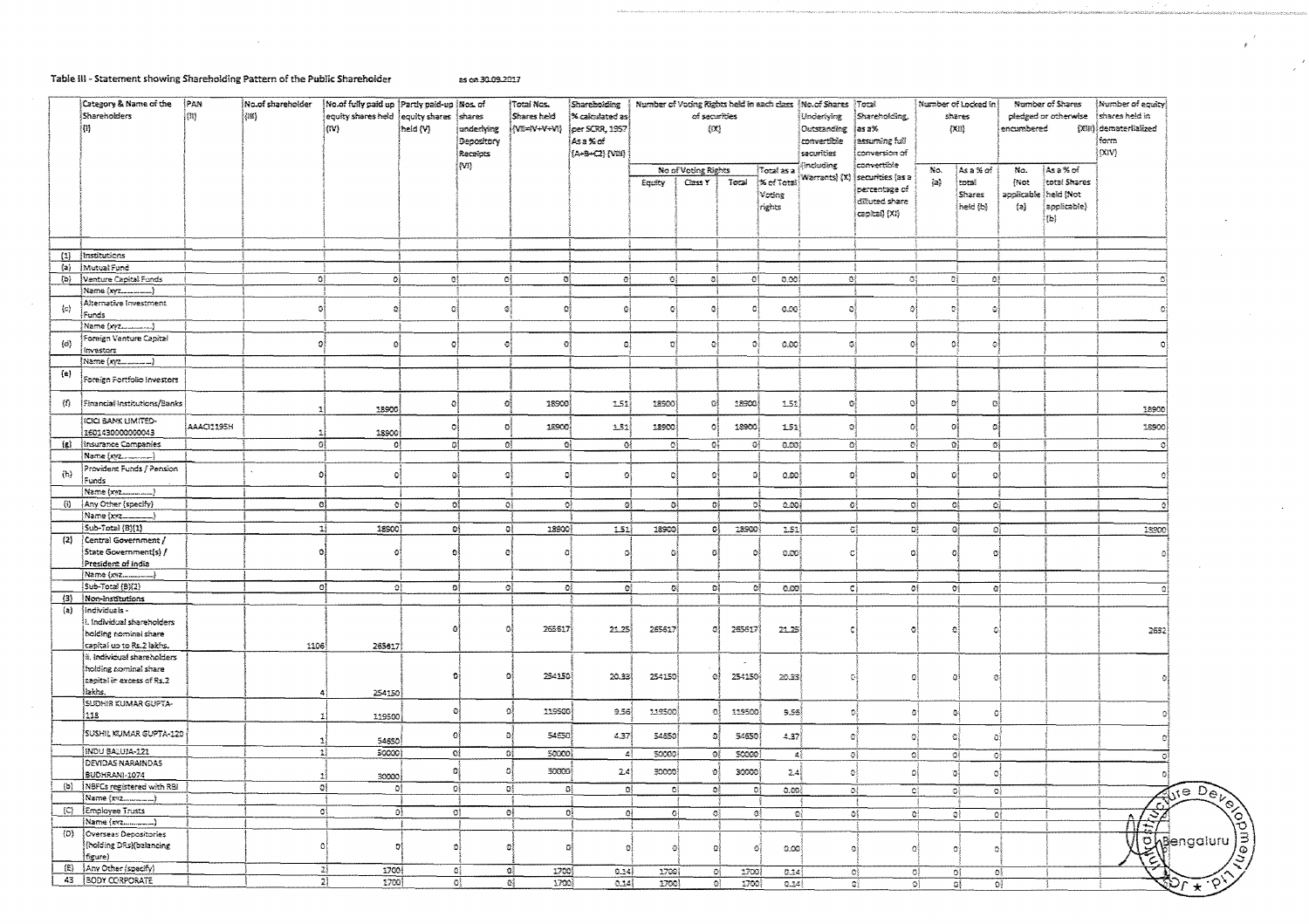Table III - Statement showing Shareholding Pattern of the Public Shareholder as on 30.09.2017

| | Category & Name of the Shareholders (I) | PAN (II) | No.of shareholder (III) | No.of fully paid up equity shares held (IV) | Partly paid-up equity shares held (V) | Nos. of shares underlying Depository Receipts (VI) | Total Nos. Shares held (VII=IV+V+VI) | Shareholding % calculated as per SCRR, 1957 As a % of (A+B+C2) (VIII) | Number of Voting Rights held in each class of securities (IX) | | | | No.of Shares Underlying Outstanding convertible securities (including Warrants) (X) | Total Shareholding, as a% assuming full conversion of convertible securities (as a percentage of diluted share capital) (XI) | Number of Locked in shares (XII) | | Number of Shares pledged or otherwise encumbered (XIII) | | Number of equity shares held in dematerialized form (XIV) |
|---|---|---|---|---|---|---|---|---|---|---|---|---|---|---|---|---|---|---|---|
| | | | | | | | | | No of Voting Rights | | | Total as a % of Total Voting rights | | | No. (a) | As a % of total Shares held (b) | No. (Not applicable) (a) | As a % of total Shares held (Not applicable) (b) | |
| | | | | | | | | | Equity | Class Y | Total | | | | | | | | |
| (1) | Institutions | | | | | | | | | | | | | | | | | | |
| (a) | Mutual Fund | | | | | | | | | | | | | | | | | | |
| (b) | Venture Capital Funds | | 0 | 0 | 0 | 0 | 0 | 0 | 0 | 0 | 0 | 0.00 | 0 | 0 | 0 | 0 | | | 0 |
| | Name (xyz........) | | | | | | | | | | | | | | | | | | |
| (c) | Alternative Investment Funds | | 0 | 0 | 0 | 0 | 0 | 0 | 0 | 0 | 0 | 0.00 | 0 | 0 | 0 | 0 | | | 0 |
| | Name (xyz........) | | | | | | | | | | | | | | | | | | |
| (d) | Foreign Venture Capital Investors | | 0 | 0 | 0 | 0 | 0 | 0 | 0 | 0 | 0 | 0.00 | 0 | 0 | 0 | 0 | | | 0 |
| | Name (xyz........) | | | | | | | | | | | | | | | | | | |
| (e) | Foreign Portfolio Investors | | | | | | | | | | | | | | | | | | |
| (f) | Financial Institutions/Banks | | 1 | 18900 | 0 | 0 | 18900 | 1.51 | 18900 | 0 | 18900 | 1.51 | 0 | 0 | 0 | 0 | | | 18900 |
| | ICICI BANK LIMITED-1601430000000043 | AAACI1195H | 1 | 18900 | 0 | 0 | 18900 | 1.51 | 18900 | 0 | 18900 | 1.51 | 0 | 0 | 0 | 0 | | | 18900 |
| (g) | Insurance Companies | | 0 | 0 | 0 | 0 | 0 | 0 | 0 | 0 | 0 | 0.00 | 0 | 0 | 0 | 0 | | | 0 |
| | Name (xyz........) | | | | | | | | | | | | | | | | | | |
| (h) | Provident Funds / Pension Funds | | 0 | 0 | 0 | 0 | 0 | 0 | 0 | 0 | 0 | 0.00 | 0 | 0 | 0 | 0 | | | 0 |
| | Name (xyz........) | | | | | | | | | | | | | | | | | | |
| (i) | Any Other (specify) | | 0 | 0 | 0 | 0 | 0 | 0 | 0 | 0 | 0 | 0.00 | 0 | 0 | 0 | 0 | | | 0 |
| | Name (xyz........) | | | | | | | | | | | | | | | | | | |
| | Sub-Total (B)(1) | | 1 | 18900 | 0 | 0 | 18900 | 1.51 | 18900 | 0 | 18900 | 1.51 | 0 | 0 | 0 | 0 | | | 18900 |
| (2) | Central Government / State Government(s) / President of India | | 0 | 0 | 0 | 0 | 0 | 0 | 0 | 0 | 0 | 0.00 | 0 | 0 | 0 | 0 | | | 0 |
| | Name (xyz........) | | | | | | | | | | | | | | | | | | |
| | Sub-Total (B)(2) | | 0 | 0 | 0 | 0 | 0 | 0 | 0 | 0 | 0 | 0.00 | 0 | 0 | 0 | 0 | | | 0 |
| (3) | Non-institutions | | | | | | | | | | | | | | | | | | |
| (a) | Individuals - i. Individual shareholders holding nominal share capital up to Rs.2 lakhs. | | 1106 | 265617 | 0 | 0 | 265617 | 21.25 | 265617 | 0 | 265617 | 21.25 | 0 | 0 | 0 | 0 | | | 2632 |
| | ii. Individual shareholders holding nominal share capital in excess of Rs.2 lakhs. | | 4 | 254150 | 0 | 0 | 254150 | 20.33 | 254150 | 0 | 254150 | 20.33 | 0 | 0 | 0 | 0 | | | 0 |
| | SUDHIR KUMAR GUPTA-118 | | 1 | 119500 | 0 | 0 | 119500 | 9.56 | 119500 | 0 | 119500 | 9.56 | 0 | 0 | 0 | 0 | | | 0 |
| | SUSHIL KUMAR GUPTA-120 | | 1 | 54650 | 0 | 0 | 54650 | 4.37 | 54650 | 0 | 54650 | 4.37 | 0 | 0 | 0 | 0 | | | 0 |
| | INDU BALUJA-121 | | 1 | 50000 | 0 | 0 | 50000 | 4 | 50000 | 0 | 50000 | 4 | 0 | 0 | 0 | 0 | | | 0 |
| | DEVIDAS NARAINDAS BUDHRANI-1074 | | 1 | 30000 | 0 | 0 | 30000 | 2.4 | 30000 | 0 | 30000 | 2.4 | 0 | 0 | 0 | 0 | | | 0 |
| (b) | NBFCs registered with RBI | | 0 | 0 | 0 | 0 | 0 | 0 | 0 | 0 | 0 | 0.00 | 0 | 0 | 0 | 0 | | | |
| | Name (xyz........) | | | | | | | | | | | | | | | | | | |
| (C) | Employee Trusts | | 0 | 0 | 0 | 0 | 0 | 0 | 0 | 0 | 0 | 0 | 0 | 0 | 0 | 0 | | | |
| | Name (xyz........) | | | | | | | | | | | | | | | | | | |
| (D) | Overseas Depositories (holding DRs)(balancing figure) | | 0 | 0 | 0 | 0 | 0 | 0 | 0 | 0 | 0 | 0.00 | 0 | 0 | 0 | 0 | | | |
| (E) | Any Other (specify) | | 2 | 1700 | 0 | 0 | 1700 | 0.14 | 1700 | 0 | 1700 | 0.14 | 0 | 0 | 0 | 0 | | | |
| 43 | BODY CORPORATE | | 2 | 1700 | 0 | 0 | 1700 | 0.14 | 1700 | 0 | 1700 | 0.14 | 0 | 0 | 0 | 0 | | | |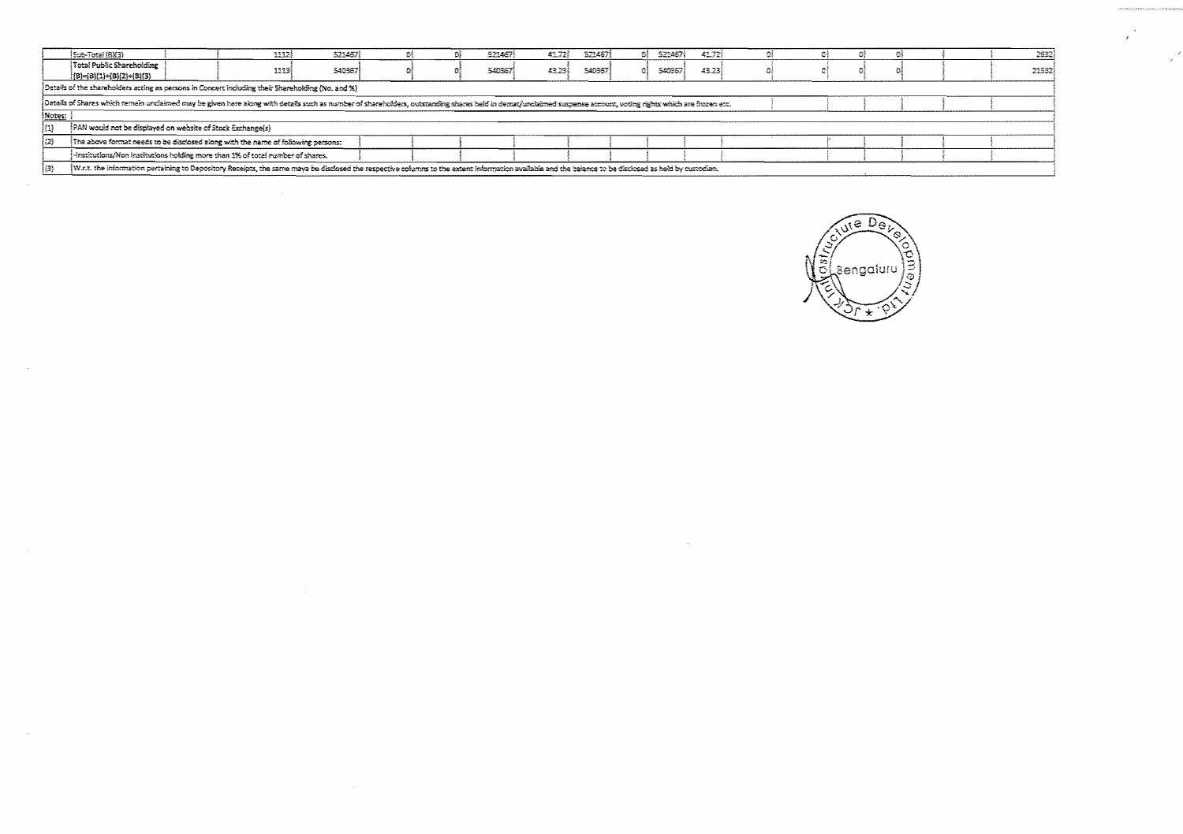| | Sub-Total (B)(3) | | 1112 | 521467 | 0 | 0 | 521467 | 41.72 | 521467 | 0 | 521467 | 41.72 | 0 | 0 | 0 | 0 | | | 2632 |
|---|---|---|---|---|---|---|---|---|---|---|---|---|---|---|---|---|---|---|---|
| | Total Public Shareholding (B)=(B)(1)+(B)(2)+(B)(3) | | 1113 | 540367 | 0 | 0 | 540367 | 43.23 | 540367 | 0 | 540367 | 43.23 | 0 | 0 | 0 | 0 | | | 21532 |

Details of the shareholders acting as persons in Concert including their Shareholding (No. and %)

Details of Shares which remain unclaimed may be given here along with details such as number of shareholders, outstanding shares held in demat/unclaimed suspense account, voting rights which are frozen etc.

**Notes:**

(1) PAN would not be displayed on website of Stock Exchange(s)

(2) The above format needs to be disclosed along with the name of following persons:

-Institutions/Non Institutions holding more than 1% of total number of shares.

(3) W.r.t. the information pertaining to Depository Receipts, the same maya be disclosed the respective columns to the extent information available and the balance to be disclosed as held by custodian.

JCK Infrastructure Development Ltd. Bengaluru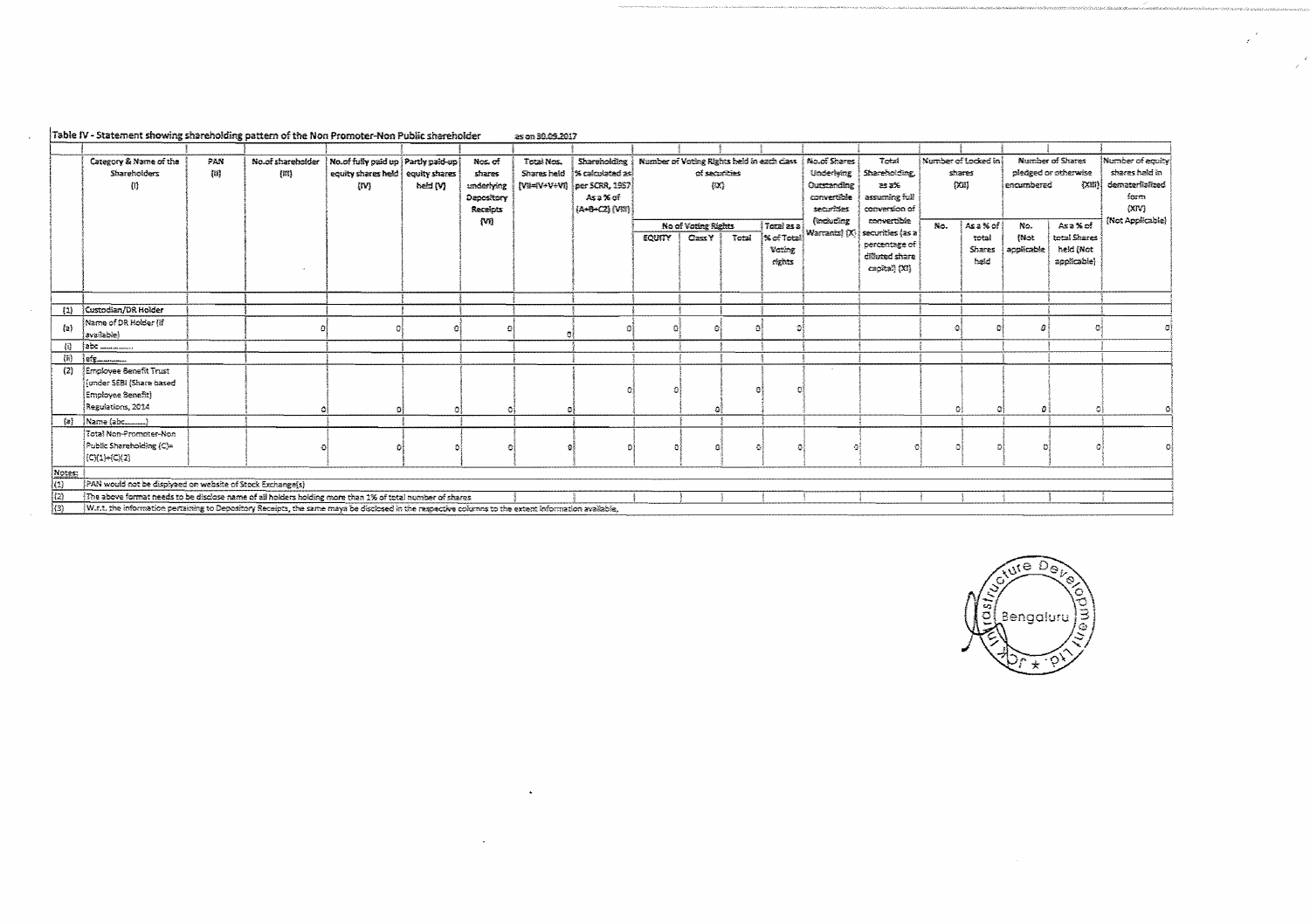Table IV - Statement showing shareholding pattern of the Non Promoter-Non Public shareholder as on 30.09.2017

| | Category & Name of the Shareholders (I) | PAN (II) | No.of shareholder (III) | No.of fully paid up equity shares held (IV) | Partly paid-up equity shares held (V) | Nos. of shares underlying Depository Receipts (VI) | Total Nos. Shares held (VII=IV+V+VI) | Shareholding % calculated as per SCRR, 1957 As a % of (A+B+C2) (VIII) | Number of Voting Rights held in each class of securities (IX) | | | | No.of Shares Underlying Outstanding convertible securities (including Warrants) (X) | Total Shareholding, as a% assuming full conversion of convertible securities (as a percentage of diluted share capital) (XI) | Number of Locked in shares (XII) | | Number of Shares pledged or otherwise encumbered (XIII) | | Number of equity shares held in dematerialized form (XIV) (Not Applicable) |
|---|---|---|---|---|---|---|---|---|---|---|---|---|---|---|---|---|---|---|---|
| | | | | | | | | | No of Voting Rights | | | Total as a % of Total Voting rights | | | No. | As a % of total Shares held | No. (Not applicable) | As a % of total Shares held (Not applicable) | |
| | | | | | | | | | EQUITY | Class Y | Total | | | | | | | | |
| (1) | Custodian/DR Holder | | | | | | | | | | | | | | | | | | |
| (a) | Name of DR Holder (if available) | | 0 | 0 | 0 | 0 | 0 | 0 | 0 | 0 | 0 | 0 | | | 0 | 0 | 0 | 0 | 0 |
| (i) | abc ........... | | | | | | | | | | | | | | | | | | |
| (ii) | efg........... | | | | | | | | | | | | | | | | | | |
| (2) | Employee Benefit Trust (under SEBI (Share based Employee Benefit) Regulations, 2014 | | 0 | 0 | 0 | 0 | 0 | 0 | 0 | 0 | 0 | 0 | | | 0 | 0 | 0 | 0 | 0 |
| (a) | Name (abc.......) | | | | | | | | | | | | | | | | | | |
| | Total Non-Promoter-Non Public Shareholding (C)= (C)(1)+(C)(2) | | 0 | 0 | 0 | 0 | 0 | 0 | 0 | 0 | 0 | 0 | 0 | 0 | 0 | 0 | 0 | 0 | 0 |

Notes:

(1) PAN would not be displayed on website of Stock Exchange(s)

(2) The above format needs to be disclose name of all holders holding more than 1% of total number of shares

(3) W.r.t. the information pertaining to Depository Receipts, the same maya be disclosed in the respective columns to the extent information available.

JK Infrastructure Developments Ltd. Bengaluru